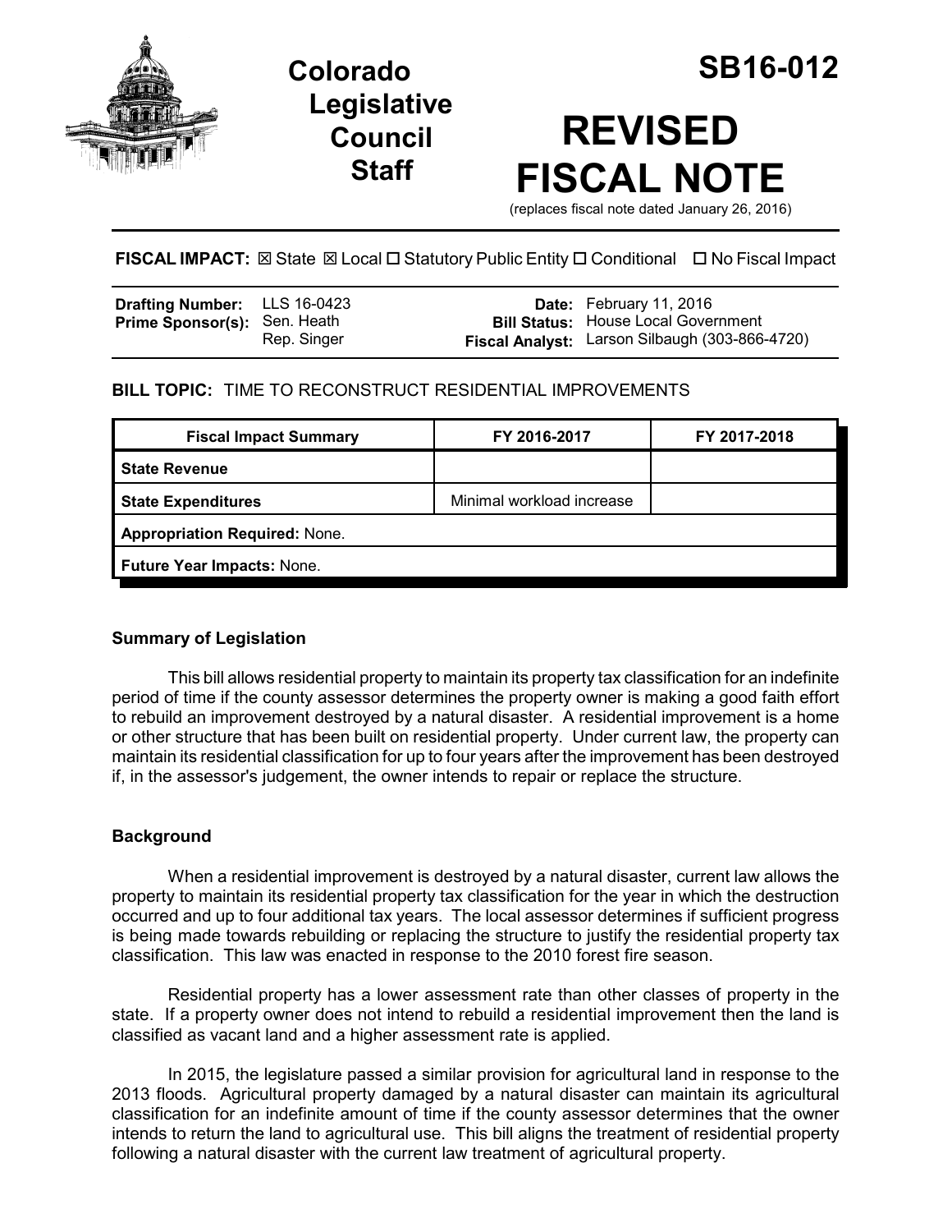# Colorado Legislative Council Staff

# SB16-012

# REVISED FISCAL NOTE

(replaces fiscal note dated January 26, 2016)

**FISCAL IMPACT:** ☒ State ☒ Local ☐ Statutory Public Entity ☐ Conditional ☐ No Fiscal Impact

| | | | |
|---|---|---|---|
| **Drafting Number:** | LLS 16-0423 | **Date:** | February 11, 2016 |
| **Prime Sponsor(s):** | Sen. Heath<br>Rep. Singer | **Bill Status:** | House Local Government |
| | | **Fiscal Analyst:** | Larson Silbaugh (303-866-4720) |

**BILL TOPIC:** TIME TO RECONSTRUCT RESIDENTIAL IMPROVEMENTS

| Fiscal Impact Summary | FY 2016-2017 | FY 2017-2018 |
|---|---|---|
| **State Revenue** | | |
| **State Expenditures** | Minimal workload increase | |
| **Appropriation Required:** None. | | |
| **Future Year Impacts:** None. | | |

## Summary of Legislation

This bill allows residential property to maintain its property tax classification for an indefinite period of time if the county assessor determines the property owner is making a good faith effort to rebuild an improvement destroyed by a natural disaster. A residential improvement is a home or other structure that has been built on residential property. Under current law, the property can maintain its residential classification for up to four years after the improvement has been destroyed if, in the assessor's judgement, the owner intends to repair or replace the structure.

## Background

When a residential improvement is destroyed by a natural disaster, current law allows the property to maintain its residential property tax classification for the year in which the destruction occurred and up to four additional tax years. The local assessor determines if sufficient progress is being made towards rebuilding or replacing the structure to justify the residential property tax classification. This law was enacted in response to the 2010 forest fire season.

Residential property has a lower assessment rate than other classes of property in the state. If a property owner does not intend to rebuild a residential improvement then the land is classified as vacant land and a higher assessment rate is applied.

In 2015, the legislature passed a similar provision for agricultural land in response to the 2013 floods. Agricultural property damaged by a natural disaster can maintain its agricultural classification for an indefinite amount of time if the county assessor determines that the owner intends to return the land to agricultural use. This bill aligns the treatment of residential property following a natural disaster with the current law treatment of agricultural property.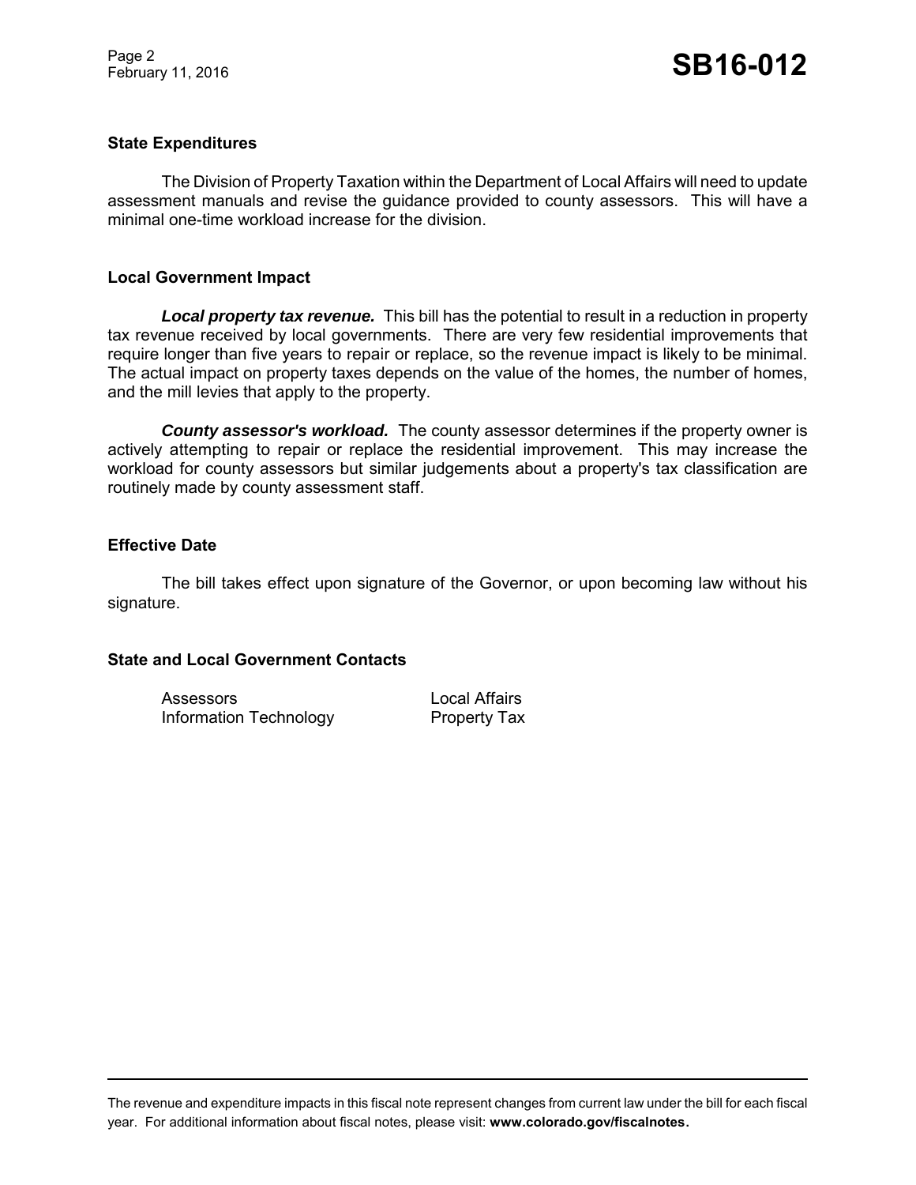## State Expenditures

The Division of Property Taxation within the Department of Local Affairs will need to update assessment manuals and revise the guidance provided to county assessors. This will have a minimal one-time workload increase for the division.

## Local Government Impact

***Local property tax revenue.*** This bill has the potential to result in a reduction in property tax revenue received by local governments. There are very few residential improvements that require longer than five years to repair or replace, so the revenue impact is likely to be minimal. The actual impact on property taxes depends on the value of the homes, the number of homes, and the mill levies that apply to the property.

***County assessor's workload.*** The county assessor determines if the property owner is actively attempting to repair or replace the residential improvement. This may increase the workload for county assessors but similar judgements about a property's tax classification are routinely made by county assessment staff.

## Effective Date

The bill takes effect upon signature of the Governor, or upon becoming law without his signature.

## State and Local Government Contacts

| | |
|---|---|
| Assessors | Local Affairs |
| Information Technology | Property Tax |

The revenue and expenditure impacts in this fiscal note represent changes from current law under the bill for each fiscal year. For additional information about fiscal notes, please visit: **www.colorado.gov/fiscalnotes.**